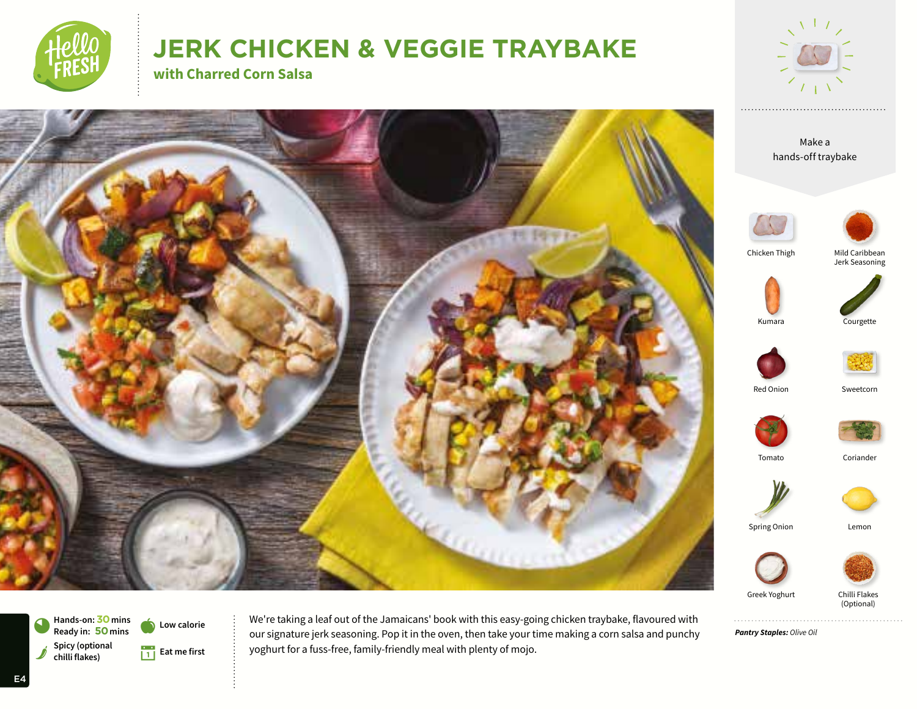# JERK CHICKEN & VEGGIE TRAYBAKE

## with Charred Corn Salsa

Make a hands-off traybake

- Chicken Thigh
- Mild Caribbean Jerk Seasoning
- Kumara
- Courgette
- Red Onion
- Sweetcorn
- Tomato
- Coriander
- Spring Onion
- Lemon
- Greek Yoghurt
- Chilli Flakes (Optional)

*Pantry Staples:* *Olive Oil*

Hands-on: **30** mins
Ready in: **50** mins
Spicy (optional chilli flakes)
Low calorie
Eat me first

We're taking a leaf out of the Jamaicans' book with this easy-going chicken traybake, flavoured with our signature jerk seasoning. Pop it in the oven, then take your time making a corn salsa and punchy yoghurt for a fuss-free, family-friendly meal with plenty of mojo.

E4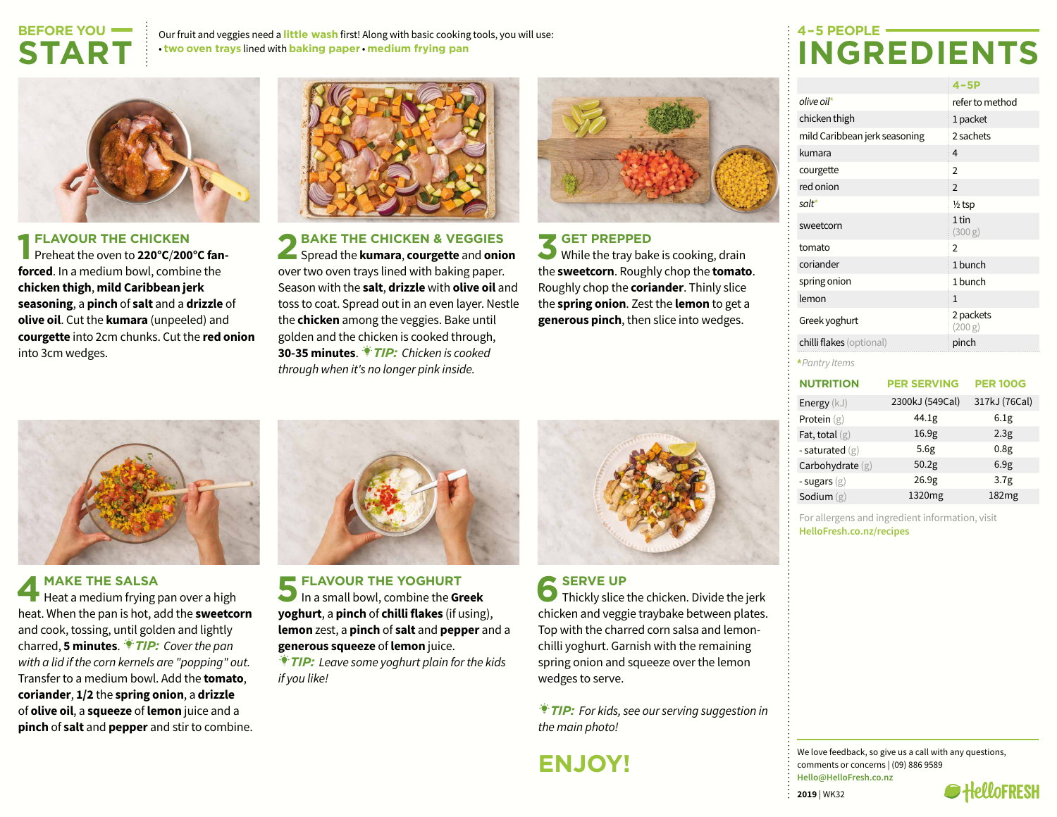# BEFORE YOU START

Our fruit and veggies need a **little wash** first! Along with basic cooking tools, you will use:
• **two oven trays** lined with **baking paper** • **medium frying pan**

## 1 FLAVOUR THE CHICKEN

Preheat the oven to **220°C/200°C fan-forced**. In a medium bowl, combine the **chicken thigh**, **mild Caribbean jerk seasoning**, a **pinch** of **salt** and a **drizzle** of **olive oil**. Cut the **kumara** (unpeeled) and **courgette** into 2cm chunks. Cut the **red onion** into 3cm wedges.

## 2 BAKE THE CHICKEN & VEGGIES

Spread the **kumara**, **courgette** and **onion** over two oven trays lined with baking paper. Season with the **salt**, **drizzle** with **olive oil** and toss to coat. Spread out in an even layer. Nestle the **chicken** among the veggies. Bake until golden and the chicken is cooked through, **30-35 minutes**. *TIP: Chicken is cooked through when it's no longer pink inside.*

## 3 GET PREPPED

While the tray bake is cooking, drain the **sweetcorn**. Roughly chop the **tomato**. Roughly chop the **coriander**. Thinly slice the **spring onion**. Zest the **lemon** to get a **generous pinch**, then slice into wedges.

## 4 MAKE THE SALSA

Heat a medium frying pan over a high heat. When the pan is hot, add the **sweetcorn** and cook, tossing, until golden and lightly charred, **5 minutes**. *TIP: Cover the pan with a lid if the corn kernels are "popping" out.* Transfer to a medium bowl. Add the **tomato**, **coriander**, **1/2** the **spring onion**, a **drizzle** of **olive oil**, a **squeeze** of **lemon** juice and a **pinch** of **salt** and **pepper** and stir to combine.

## 5 FLAVOUR THE YOGHURT

In a small bowl, combine the **Greek yoghurt**, a **pinch** of **chilli flakes** (if using), **lemon** zest, a **pinch** of **salt** and **pepper** and a **generous squeeze** of **lemon** juice.
*TIP: Leave some yoghurt plain for the kids if you like!*

## 6 SERVE UP

Thickly slice the chicken. Divide the jerk chicken and veggie traybake between plates. Top with the charred corn salsa and lemon-chilli yoghurt. Garnish with the remaining spring onion and squeeze over the lemon wedges to serve.

*TIP: For kids, see our serving suggestion in the main photo!*

# ENJOY!

# 4-5 PEOPLE INGREDIENTS

| | 4-5P |
|---|---|
| *olive oil** | refer to method |
| chicken thigh | 1 packet |
| mild Caribbean jerk seasoning | 2 sachets |
| kumara | 4 |
| courgette | 2 |
| red onion | 2 |
| *salt** | ½ tsp |
| sweetcorn | 1 tin (300 g) |
| tomato | 2 |
| coriander | 1 bunch |
| spring onion | 1 bunch |
| lemon | 1 |
| Greek yoghurt | 2 packets (200 g) |
| chilli flakes (optional) | pinch |

**Pantry Items*

| NUTRITION | PER SERVING | PER 100G |
|---|---|---|
| Energy (kJ) | 2300kJ (549Cal) | 317kJ (76Cal) |
| Protein (g) | 44.1g | 6.1g |
| Fat, total (g) | 16.9g | 2.3g |
| - saturated (g) | 5.6g | 0.8g |
| Carbohydrate (g) | 50.2g | 6.9g |
| - sugars (g) | 26.9g | 3.7g |
| Sodium (g) | 1320mg | 182mg |

For allergens and ingredient information, visit **HelloFresh.co.nz/recipes**

We love feedback, so give us a call with any questions, comments or concerns | (09) 886 9589
**Hello@HelloFresh.co.nz**

**2019** | WK32

HelloFRESH